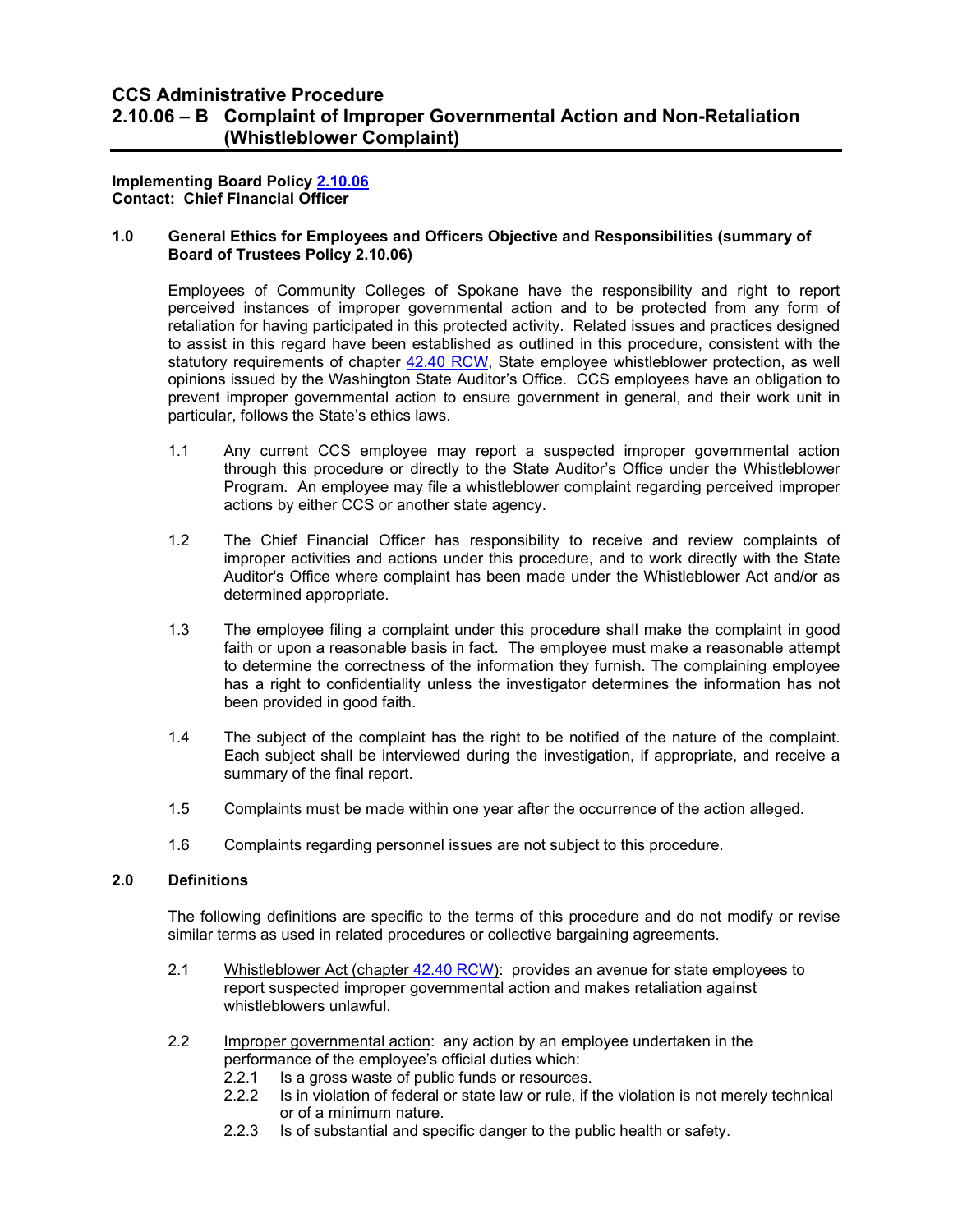# CCS Administrative Procedure
# 2.10.06 – B Complaint of Improper Governmental Action and Non-Retaliation (Whistleblower Complaint)

**Implementing Board Policy 2.10.06**
**Contact: Chief Financial Officer**

## 1.0 General Ethics for Employees and Officers Objective and Responsibilities (summary of Board of Trustees Policy 2.10.06)

Employees of Community Colleges of Spokane have the responsibility and right to report perceived instances of improper governmental action and to be protected from any form of retaliation for having participated in this protected activity. Related issues and practices designed to assist in this regard have been established as outlined in this procedure, consistent with the statutory requirements of chapter 42.40 RCW, State employee whistleblower protection, as well opinions issued by the Washington State Auditor's Office. CCS employees have an obligation to prevent improper governmental action to ensure government in general, and their work unit in particular, follows the State's ethics laws.

1.1 Any current CCS employee may report a suspected improper governmental action through this procedure or directly to the State Auditor's Office under the Whistleblower Program. An employee may file a whistleblower complaint regarding perceived improper actions by either CCS or another state agency.

1.2 The Chief Financial Officer has responsibility to receive and review complaints of improper activities and actions under this procedure, and to work directly with the State Auditor's Office where complaint has been made under the Whistleblower Act and/or as determined appropriate.

1.3 The employee filing a complaint under this procedure shall make the complaint in good faith or upon a reasonable basis in fact. The employee must make a reasonable attempt to determine the correctness of the information they furnish. The complaining employee has a right to confidentiality unless the investigator determines the information has not been provided in good faith.

1.4 The subject of the complaint has the right to be notified of the nature of the complaint. Each subject shall be interviewed during the investigation, if appropriate, and receive a summary of the final report.

1.5 Complaints must be made within one year after the occurrence of the action alleged.

1.6 Complaints regarding personnel issues are not subject to this procedure.

## 2.0 Definitions

The following definitions are specific to the terms of this procedure and do not modify or revise similar terms as used in related procedures or collective bargaining agreements.

2.1 Whistleblower Act (chapter 42.40 RCW): provides an avenue for state employees to report suspected improper governmental action and makes retaliation against whistleblowers unlawful.

2.2 Improper governmental action: any action by an employee undertaken in the performance of the employee's official duties which:

2.2.1 Is a gross waste of public funds or resources.

2.2.2 Is in violation of federal or state law or rule, if the violation is not merely technical or of a minimum nature.

2.2.3 Is of substantial and specific danger to the public health or safety.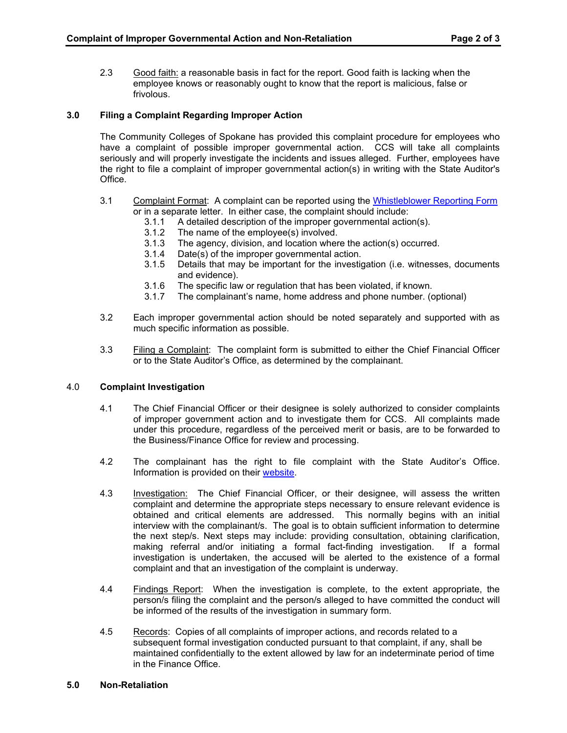2.3 Good faith: a reasonable basis in fact for the report. Good faith is lacking when the employee knows or reasonably ought to know that the report is malicious, false or frivolous.

## 3.0 Filing a Complaint Regarding Improper Action

The Community Colleges of Spokane has provided this complaint procedure for employees who have a complaint of possible improper governmental action. CCS will take all complaints seriously and will properly investigate the incidents and issues alleged. Further, employees have the right to file a complaint of improper governmental action(s) in writing with the State Auditor's Office.

3.1 Complaint Format: A complaint can be reported using the [Whistleblower Reporting Form] or in a separate letter. In either case, the complaint should include:

- 3.1.1 A detailed description of the improper governmental action(s).
- 3.1.2 The name of the employee(s) involved.
- 3.1.3 The agency, division, and location where the action(s) occurred.
- 3.1.4 Date(s) of the improper governmental action.
- 3.1.5 Details that may be important for the investigation (i.e. witnesses, documents and evidence).
- 3.1.6 The specific law or regulation that has been violated, if known.
- 3.1.7 The complainant's name, home address and phone number. (optional)

3.2 Each improper governmental action should be noted separately and supported with as much specific information as possible.

3.3 Filing a Complaint: The complaint form is submitted to either the Chief Financial Officer or to the State Auditor's Office, as determined by the complainant.

## 4.0 Complaint Investigation

4.1 The Chief Financial Officer or their designee is solely authorized to consider complaints of improper government action and to investigate them for CCS. All complaints made under this procedure, regardless of the perceived merit or basis, are to be forwarded to the Business/Finance Office for review and processing.

4.2 The complainant has the right to file complaint with the State Auditor's Office. Information is provided on their [website].

4.3 Investigation: The Chief Financial Officer, or their designee, will assess the written complaint and determine the appropriate steps necessary to ensure relevant evidence is obtained and critical elements are addressed. This normally begins with an initial interview with the complainant/s. The goal is to obtain sufficient information to determine the next step/s. Next steps may include: providing consultation, obtaining clarification, making referral and/or initiating a formal fact-finding investigation. If a formal investigation is undertaken, the accused will be alerted to the existence of a formal complaint and that an investigation of the complaint is underway.

4.4 Findings Report: When the investigation is complete, to the extent appropriate, the person/s filing the complaint and the person/s alleged to have committed the conduct will be informed of the results of the investigation in summary form.

4.5 Records: Copies of all complaints of improper actions, and records related to a subsequent formal investigation conducted pursuant to that complaint, if any, shall be maintained confidentially to the extent allowed by law for an indeterminate period of time in the Finance Office.

## 5.0 Non-Retaliation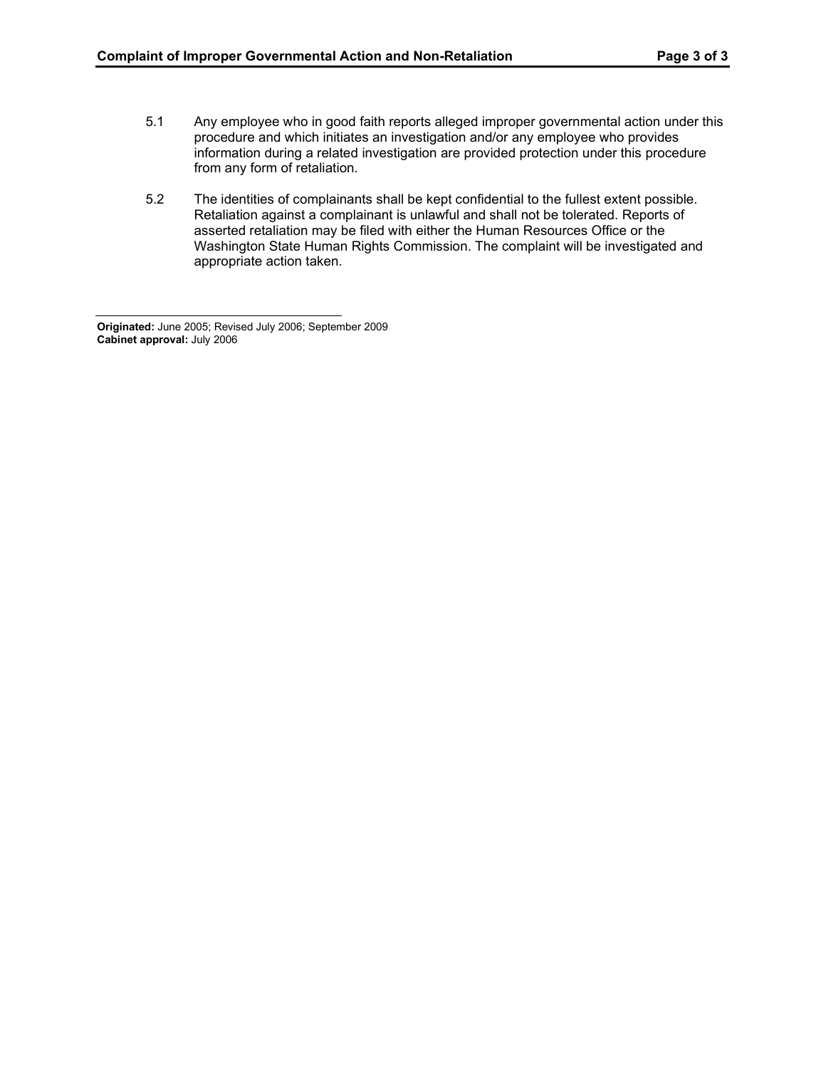5.1 Any employee who in good faith reports alleged improper governmental action under this procedure and which initiates an investigation and/or any employee who provides information during a related investigation are provided protection under this procedure from any form of retaliation.

5.2 The identities of complainants shall be kept confidential to the fullest extent possible. Retaliation against a complainant is unlawful and shall not be tolerated. Reports of asserted retaliation may be filed with either the Human Resources Office or the Washington State Human Rights Commission. The complaint will be investigated and appropriate action taken.

---

**Originated:** June 2005; Revised July 2006; September 2009
**Cabinet approval:** July 2006